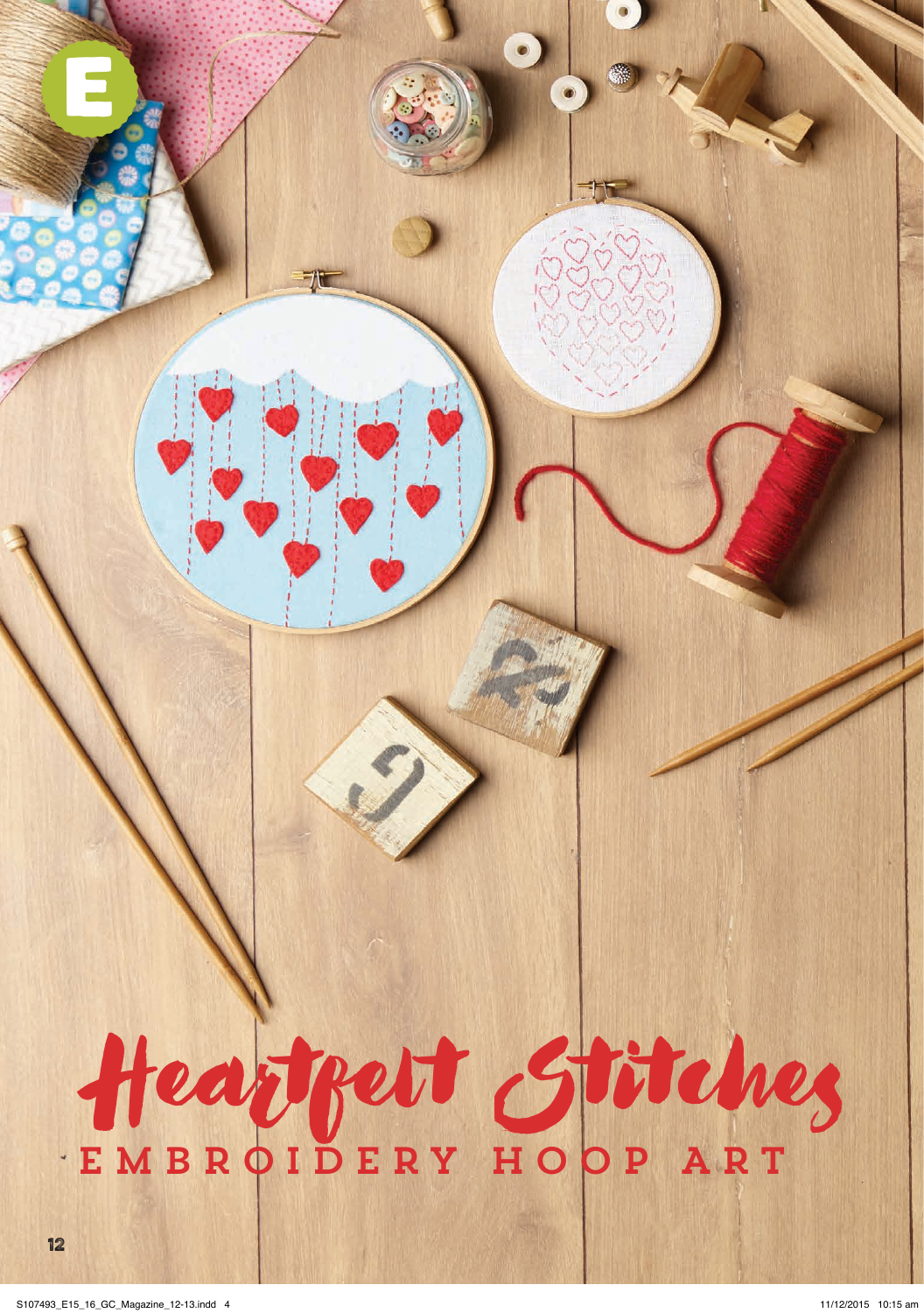# Heartfelt Stitches

## EMBROIDERY HOOP ART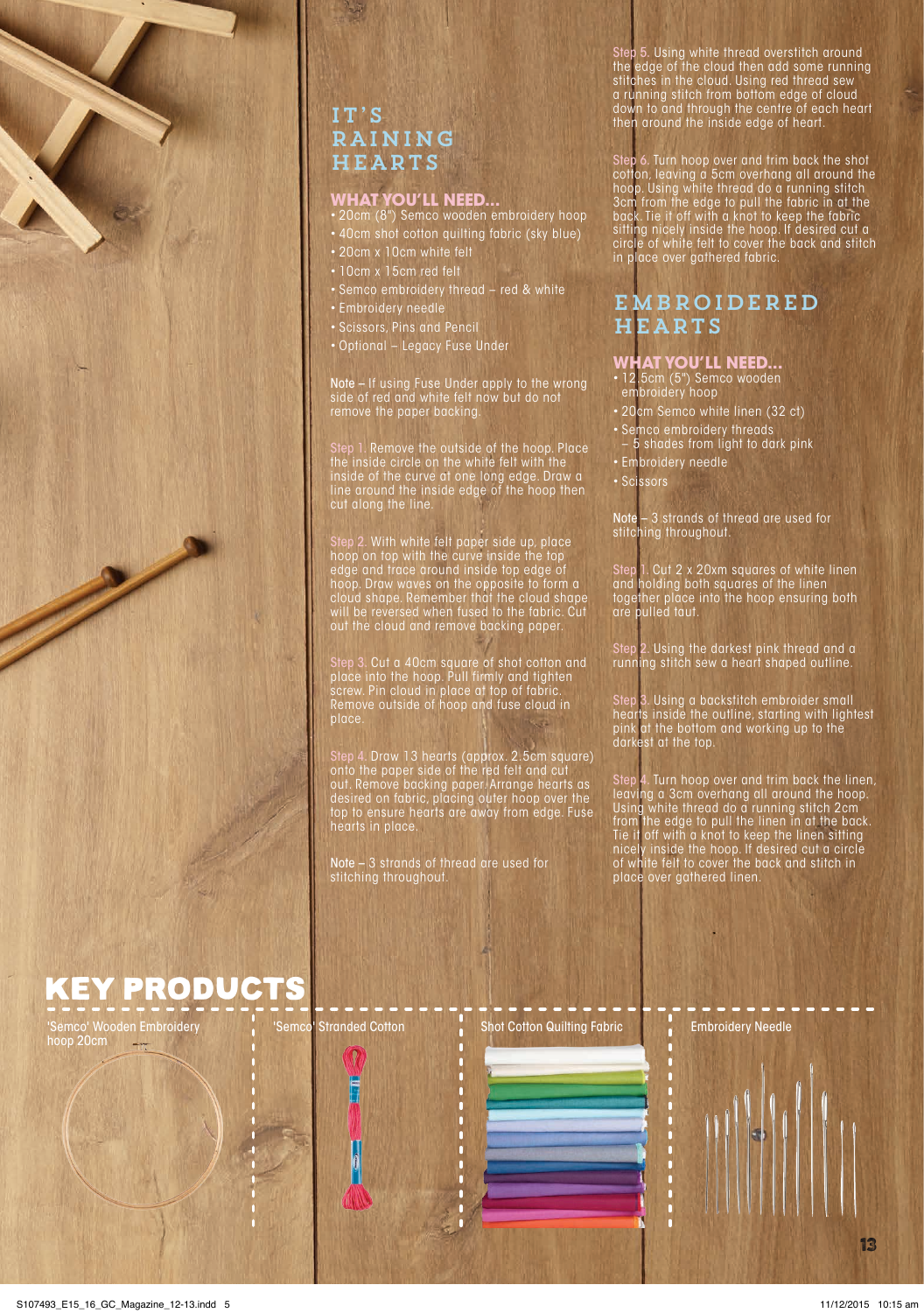## IT'S RAINING HEARTS

### WHAT YOU'LL NEED...

- 20cm (8") Semco wooden embroidery hoop
- 40cm shot cotton quilting fabric (sky blue)
- 20cm x 10cm white felt
- 10cm x 15cm red felt
- Semco embroidery thread – red & white
- Embroidery needle
- Scissors, Pins and Pencil
- Optional – Legacy Fuse Under

**Note** – If using Fuse Under apply to the wrong side of red and white felt now but do not remove the paper backing.

Step 1. Remove the outside of the hoop. Place the inside circle on the white felt with the inside of the curve at one long edge. Draw a line around the inside edge of the hoop then cut along the line.

Step 2. With white felt paper side up, place hoop on top with the curve inside the top edge and trace around inside top edge of hoop. Draw waves on the opposite to form a cloud shape. Remember that the cloud shape will be reversed when fused to the fabric. Cut out the cloud and remove backing paper.

Step 3. Cut a 40cm square of shot cotton and place into the hoop. Pull firmly and tighten screw. Pin cloud in place at top of fabric. Remove outside of hoop and fuse cloud in place.

Step 4. Draw 13 hearts (approx. 2.5cm square) onto the paper side of the red felt and cut out. Remove backing paper. Arrange hearts as desired on fabric, placing outer hoop over the top to ensure hearts are away from edge. Fuse hearts in place.

**Note** – 3 strands of thread are used for stitching throughout.

Step 5. Using white thread overstitch around the edge of the cloud then add some running stitches in the cloud. Using red thread sew a running stitch from bottom edge of cloud down to and through the centre of each heart then around the inside edge of heart.

Step 6. Turn hoop over and trim back the shot cotton, leaving a 5cm overhang all around the hoop. Using white thread do a running stitch 3cm from the edge to pull the fabric in at the back. Tie it off with a knot to keep the fabric sitting nicely inside the hoop. If desired cut a circle of white felt to cover the back and stitch in place over gathered fabric.

## EMBROIDERED HEARTS

### WHAT YOU'LL NEED...

- 12.5cm (5") Semco wooden embroidery hoop
- 20cm Semco white linen (32 ct)
- Semco embroidery threads – 5 shades from light to dark pink
- Embroidery needle
- Scissors

**Note** – 3 strands of thread are used for stitching throughout.

Step 1. Cut 2 x 20xm squares of white linen and holding both squares of the linen together place into the hoop ensuring both are pulled taut.

Step 2. Using the darkest pink thread and a running stitch sew a heart shaped outline.

Step 3. Using a backstitch embroider small hearts inside the outline, starting with lightest pink at the bottom and working up to the darkest at the top.

Step 4. Turn hoop over and trim back the linen, leaving a 3cm overhang all around the hoop. Using white thread do a running stitch 2cm from the edge to pull the linen in at the back. Tie it off with a knot to keep the linen sitting nicely inside the hoop. If desired cut a circle of white felt to cover the back and stitch in place over gathered linen.

## KEY PRODUCTS

'Semco' Wooden Embroidery hoop 20cm

'Semco' Stranded Cotton

Shot Cotton Quilting Fabric

Embroidery Needle